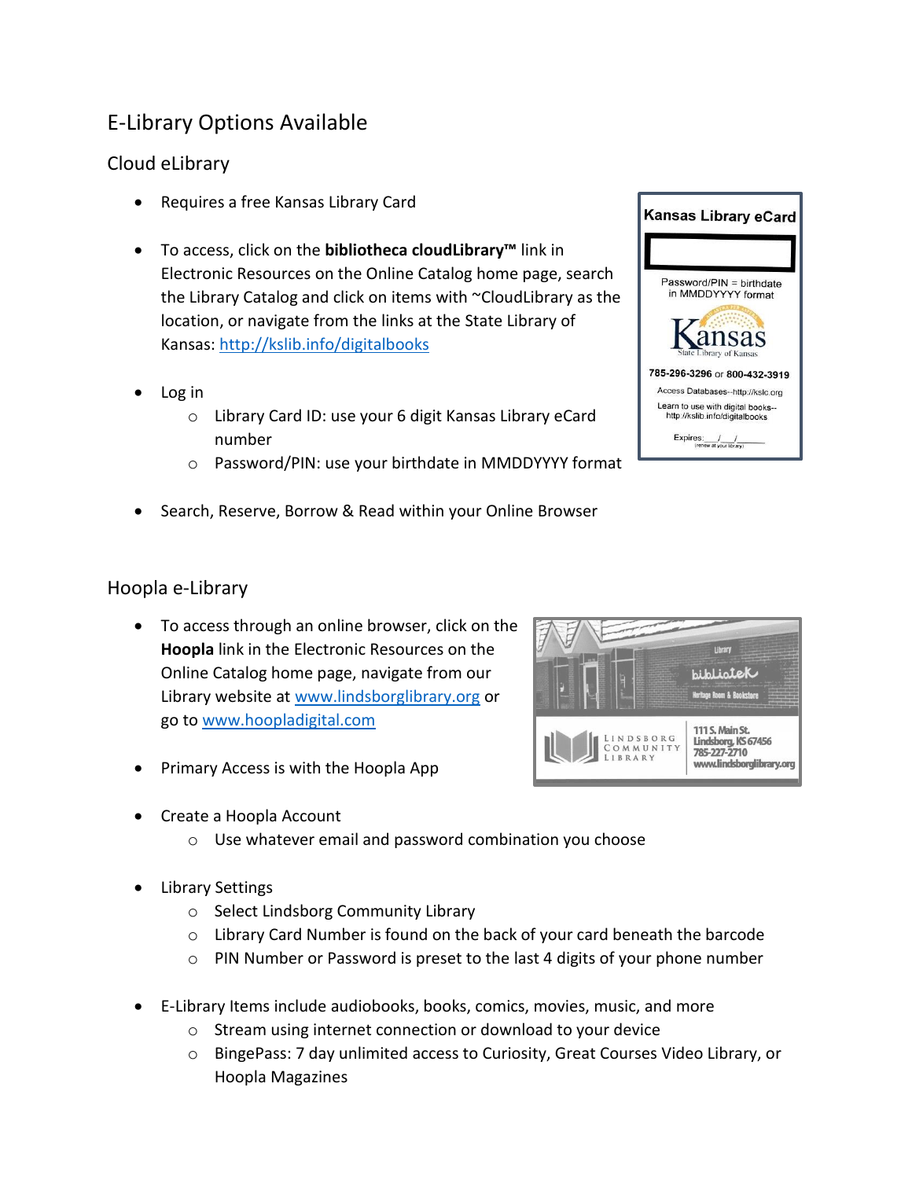# E-Library Options Available

## Cloud eLibrary

- Requires a free Kansas Library Card
- To access, click on the **bibliotheca cloudLibrary™** link in Electronic Resources on the Online Catalog home page, search the Library Catalog and click on items with ~CloudLibrary as the location, or navigate from the links at the State Library of Kansas: http://kslib.info/digitalbooks
- Log in
  - Library Card ID: use your 6 digit Kansas Library eCard number
  - Password/PIN: use your birthdate in MMDDYYYY format
- Search, Reserve, Borrow & Read within your Online Browser

## Hoopla e-Library

- To access through an online browser, click on the **Hoopla** link in the Electronic Resources on the Online Catalog home page, navigate from our Library website at www.lindsborglibrary.org or go to www.hoopladigital.com
- Primary Access is with the Hoopla App
- Create a Hoopla Account
  - Use whatever email and password combination you choose
- Library Settings
  - Select Lindsborg Community Library
  - Library Card Number is found on the back of your card beneath the barcode
  - PIN Number or Password is preset to the last 4 digits of your phone number
- E-Library Items include audiobooks, books, comics, movies, music, and more
  - Stream using internet connection or download to your device
  - BingePass: 7 day unlimited access to Curiosity, Great Courses Video Library, or Hoopla Magazines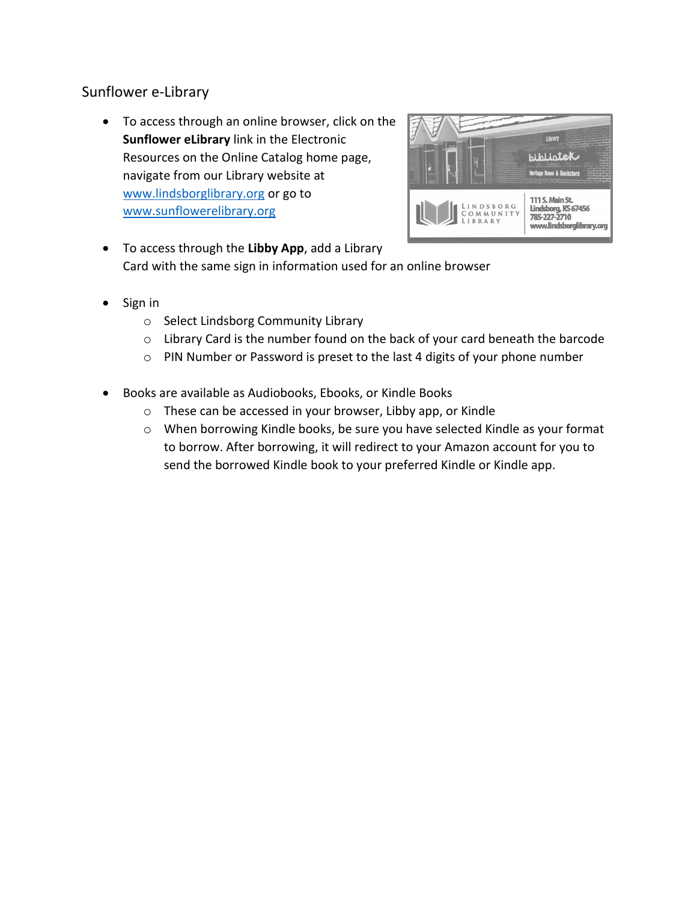## Sunflower e-Library

- To access through an online browser, click on the **Sunflower eLibrary** link in the Electronic Resources on the Online Catalog home page, navigate from our Library website at www.lindsborglibrary.org or go to www.sunflowerelibrary.org
- To access through the **Libby App**, add a Library Card with the same sign in information used for an online browser
- Sign in
  - Select Lindsborg Community Library
  - Library Card is the number found on the back of your card beneath the barcode
  - PIN Number or Password is preset to the last 4 digits of your phone number
- Books are available as Audiobooks, Ebooks, or Kindle Books
  - These can be accessed in your browser, Libby app, or Kindle
  - When borrowing Kindle books, be sure you have selected Kindle as your format to borrow. After borrowing, it will redirect to your Amazon account for you to send the borrowed Kindle book to your preferred Kindle or Kindle app.